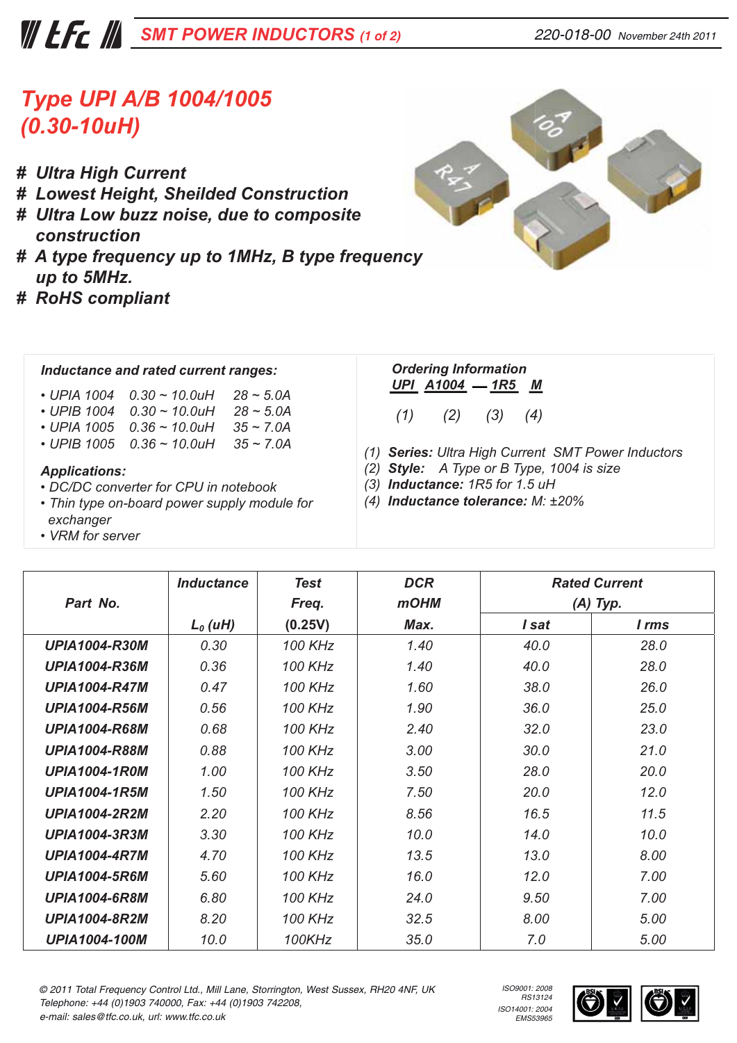# SMT POWER INDUCTORS (1 of 2)

220-018-00 November 24th 2011

## Type UPI A/B 1004/1005 (0.30-10uH)

- # Ultra High Current
- # Lowest Height, Sheilded Construction
- # Ultra Low buzz noise, due to composite construction
- # A type frequency up to 1MHz, B type frequency up to 5MHz.
- # RoHS compliant

### Inductance and rated current ranges:

- UPIA 1004 0.30 ~ 10.0uH 28 ~ 5.0A
- UPIB 1004 0.30 ~ 10.0uH 28 ~ 5.0A
- UPIA 1005 0.36 ~ 10.0uH 35 ~ 7.0A
- UPIB 1005 0.36 ~ 10.0uH 35 ~ 7.0A

### Applications:

- DC/DC converter for CPU in notebook
- Thin type on-board power supply module for exchanger
- VRM for server

### Ordering Information

UPI A1004 — 1R5 M

(1) (2) (3) (4)

(1) **Series:** Ultra High Current SMT Power Inductors
(2) **Style:** A Type or B Type, 1004 is size
(3) **Inductance:** 1R5 for 1.5 uH
(4) **Inductance tolerance:** M: ±20%

| Part No. | Inductance $L_0$ (uH) | Test Freq. (0.25V) | DCR mOHM Max. | Rated Current (A) Typ. | |
|---|---|---|---|---|---|
| | | | | I sat | I rms |
| UPIA1004-R30M | 0.30 | 100 KHz | 1.40 | 40.0 | 28.0 |
| UPIA1004-R36M | 0.36 | 100 KHz | 1.40 | 40.0 | 28.0 |
| UPIA1004-R47M | 0.47 | 100 KHz | 1.60 | 38.0 | 26.0 |
| UPIA1004-R56M | 0.56 | 100 KHz | 1.90 | 36.0 | 25.0 |
| UPIA1004-R68M | 0.68 | 100 KHz | 2.40 | 32.0 | 23.0 |
| UPIA1004-R88M | 0.88 | 100 KHz | 3.00 | 30.0 | 21.0 |
| UPIA1004-1R0M | 1.00 | 100 KHz | 3.50 | 28.0 | 20.0 |
| UPIA1004-1R5M | 1.50 | 100 KHz | 7.50 | 20.0 | 12.0 |
| UPIA1004-2R2M | 2.20 | 100 KHz | 8.56 | 16.5 | 11.5 |
| UPIA1004-3R3M | 3.30 | 100 KHz | 10.0 | 14.0 | 10.0 |
| UPIA1004-4R7M | 4.70 | 100 KHz | 13.5 | 13.0 | 8.00 |
| UPIA1004-5R6M | 5.60 | 100 KHz | 16.0 | 12.0 | 7.00 |
| UPIA1004-6R8M | 6.80 | 100 KHz | 24.0 | 9.50 | 7.00 |
| UPIA1004-8R2M | 8.20 | 100 KHz | 32.5 | 8.00 | 5.00 |
| UPIA1004-100M | 10.0 | 100KHz | 35.0 | 7.0 | 5.00 |

© 2011 Total Frequency Control Ltd., Mill Lane, Storrington, West Sussex, RH20 4NF, UK
Telephone: +44 (0)1903 740000, Fax: +44 (0)1903 742208,
e-mail: sales@tfc.co.uk, url: www.tfc.co.uk

ISO9001: 2008 RS13124
ISO14001: 2004 EMS53965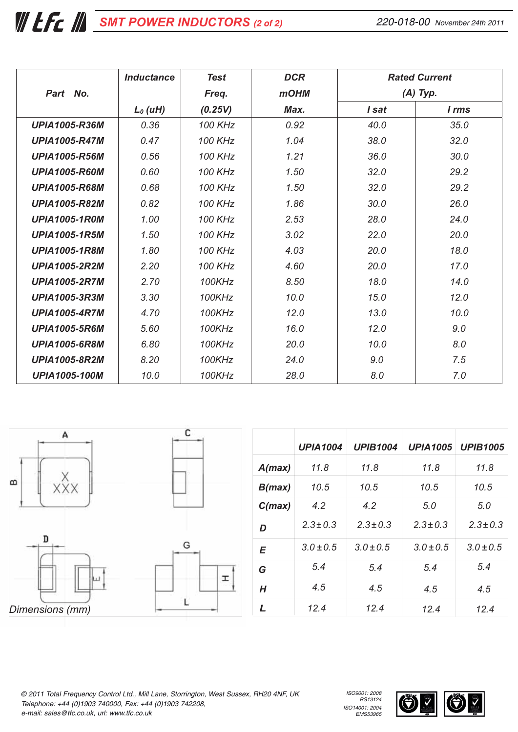| Part No. | Inductance $L_0$ (uH) | Test Freq. (0.25V) | DCR mOHM Max. | Rated Current (A) Typ. | |
|---|---|---|---|---|---|
| | | | | I sat | I rms |
| UPIA1005-R36M | 0.36 | 100 KHz | 0.92 | 40.0 | 35.0 |
| UPIA1005-R47M | 0.47 | 100 KHz | 1.04 | 38.0 | 32.0 |
| UPIA1005-R56M | 0.56 | 100 KHz | 1.21 | 36.0 | 30.0 |
| UPIA1005-R60M | 0.60 | 100 KHz | 1.50 | 32.0 | 29.2 |
| UPIA1005-R68M | 0.68 | 100 KHz | 1.50 | 32.0 | 29.2 |
| UPIA1005-R82M | 0.82 | 100 KHz | 1.86 | 30.0 | 26.0 |
| UPIA1005-1R0M | 1.00 | 100 KHz | 2.53 | 28.0 | 24.0 |
| UPIA1005-1R5M | 1.50 | 100 KHz | 3.02 | 22.0 | 20.0 |
| UPIA1005-1R8M | 1.80 | 100 KHz | 4.03 | 20.0 | 18.0 |
| UPIA1005-2R2M | 2.20 | 100 KHz | 4.60 | 20.0 | 17.0 |
| UPIA1005-2R7M | 2.70 | 100KHz | 8.50 | 18.0 | 14.0 |
| UPIA1005-3R3M | 3.30 | 100KHz | 10.0 | 15.0 | 12.0 |
| UPIA1005-4R7M | 4.70 | 100KHz | 12.0 | 13.0 | 10.0 |
| UPIA1005-5R6M | 5.60 | 100KHz | 16.0 | 12.0 | 9.0 |
| UPIA1005-6R8M | 6.80 | 100KHz | 20.0 | 10.0 | 8.0 |
| UPIA1005-8R2M | 8.20 | 100KHz | 24.0 | 9.0 | 7.5 |
| UPIA1005-100M | 10.0 | 100KHz | 28.0 | 8.0 | 7.0 |

A

B

X
XXX

C

D

E

G

H

L

Dimensions (mm)

| | UPIA1004 | UPIB1004 | UPIA1005 | UPIB1005 |
|---|---|---|---|---|
| A(max) | 11.8 | 11.8 | 11.8 | 11.8 |
| B(max) | 10.5 | 10.5 | 10.5 | 10.5 |
| C(max) | 4.2 | 4.2 | 5.0 | 5.0 |
| D | 2.3±0.3 | 2.3±0.3 | 2.3±0.3 | 2.3±0.3 |
| E | 3.0±0.5 | 3.0±0.5 | 3.0±0.5 | 3.0±0.5 |
| G | 5.4 | 5.4 | 5.4 | 5.4 |
| H | 4.5 | 4.5 | 4.5 | 4.5 |
| L | 12.4 | 12.4 | 12.4 | 12.4 |

© 2011 Total Frequency Control Ltd., Mill Lane, Storrington, West Sussex, RH20 4NF, UK
Telephone: +44 (0)1903 740000, Fax: +44 (0)1903 742208,
e-mail: sales@tfc.co.uk, url: www.tfc.co.uk

ISO9001: 2008
RS13124
ISO14001: 2004
EMS53965